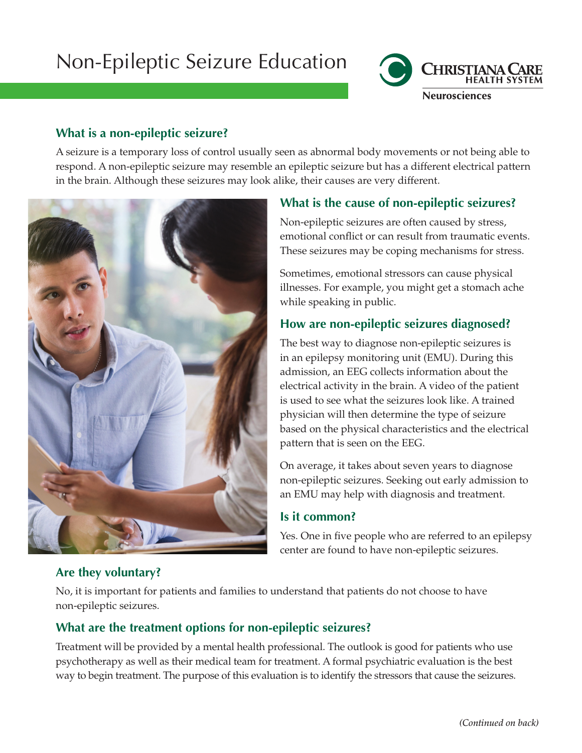# Non-Epileptic Seizure Education

Christiana Care Health System
Neurosciences

## What is a non-epileptic seizure?

A seizure is a temporary loss of control usually seen as abnormal body movements or not being able to respond. A non-epileptic seizure may resemble an epileptic seizure but has a different electrical pattern in the brain. Although these seizures may look alike, their causes are very different.

## What is the cause of non-epileptic seizures?

Non-epileptic seizures are often caused by stress, emotional conflict or can result from traumatic events. These seizures may be coping mechanisms for stress.

Sometimes, emotional stressors can cause physical illnesses. For example, you might get a stomach ache while speaking in public.

## How are non-epileptic seizures diagnosed?

The best way to diagnose non-epileptic seizures is in an epilepsy monitoring unit (EMU). During this admission, an EEG collects information about the electrical activity in the brain. A video of the patient is used to see what the seizures look like. A trained physician will then determine the type of seizure based on the physical characteristics and the electrical pattern that is seen on the EEG.

On average, it takes about seven years to diagnose non-epileptic seizures. Seeking out early admission to an EMU may help with diagnosis and treatment.

## Is it common?

Yes. One in five people who are referred to an epilepsy center are found to have non-epileptic seizures.

## Are they voluntary?

No, it is important for patients and families to understand that patients do not choose to have non-epileptic seizures.

## What are the treatment options for non-epileptic seizures?

Treatment will be provided by a mental health professional. The outlook is good for patients who use psychotherapy as well as their medical team for treatment. A formal psychiatric evaluation is the best way to begin treatment. The purpose of this evaluation is to identify the stressors that cause the seizures.

*(Continued on back)*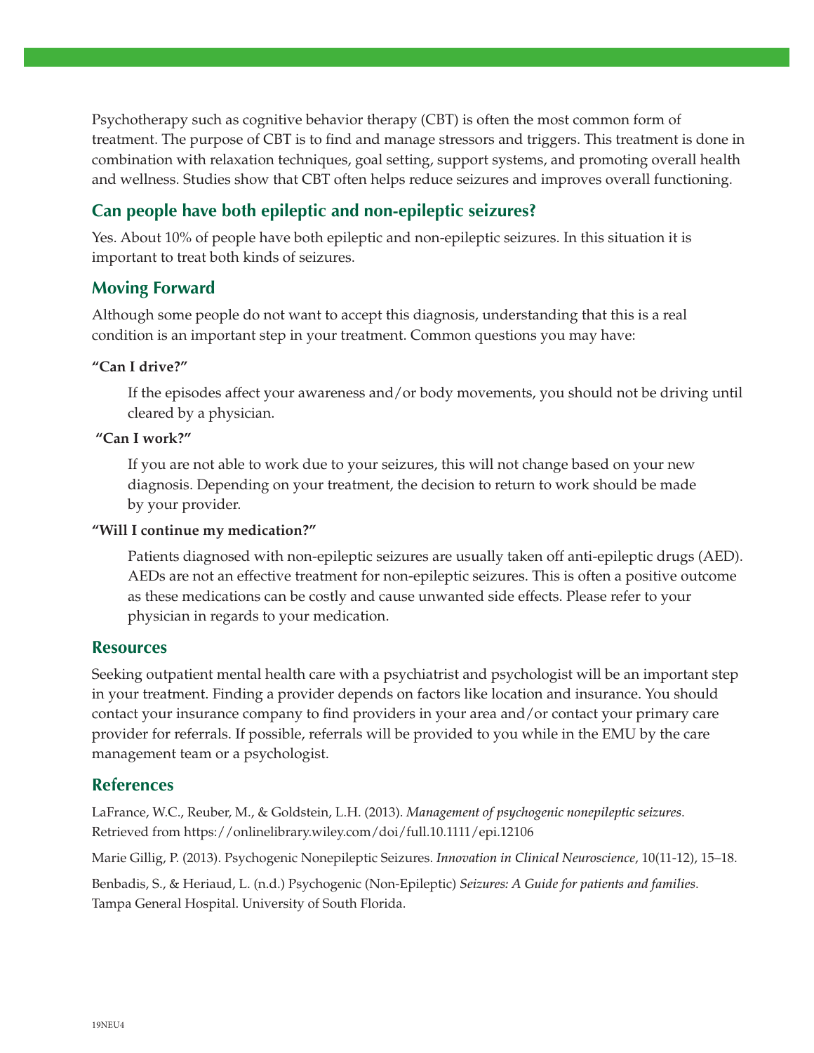Psychotherapy such as cognitive behavior therapy (CBT) is often the most common form of treatment. The purpose of CBT is to find and manage stressors and triggers. This treatment is done in combination with relaxation techniques, goal setting, support systems, and promoting overall health and wellness. Studies show that CBT often helps reduce seizures and improves overall functioning.

## Can people have both epileptic and non-epileptic seizures?

Yes. About 10% of people have both epileptic and non-epileptic seizures. In this situation it is important to treat both kinds of seizures.

## Moving Forward

Although some people do not want to accept this diagnosis, understanding that this is a real condition is an important step in your treatment. Common questions you may have:

**"Can I drive?"**

> If the episodes affect your awareness and/or body movements, you should not be driving until cleared by a physician.

**"Can I work?"**

> If you are not able to work due to your seizures, this will not change based on your new diagnosis. Depending on your treatment, the decision to return to work should be made by your provider.

**"Will I continue my medication?"**

> Patients diagnosed with non-epileptic seizures are usually taken off anti-epileptic drugs (AED). AEDs are not an effective treatment for non-epileptic seizures. This is often a positive outcome as these medications can be costly and cause unwanted side effects. Please refer to your physician in regards to your medication.

## Resources

Seeking outpatient mental health care with a psychiatrist and psychologist will be an important step in your treatment. Finding a provider depends on factors like location and insurance. You should contact your insurance company to find providers in your area and/or contact your primary care provider for referrals. If possible, referrals will be provided to you while in the EMU by the care management team or a psychologist.

## References

LaFrance, W.C., Reuber, M., & Goldstein, L.H. (2013). *Management of psychogenic nonepileptic seizures.* Retrieved from https://onlinelibrary.wiley.com/doi/full.10.1111/epi.12106

Marie Gillig, P. (2013). Psychogenic Nonepileptic Seizures. *Innovation in Clinical Neuroscience*, 10(11-12), 15–18.

Benbadis, S., & Heriaud, L. (n.d.) Psychogenic (Non-Epileptic) *Seizures: A Guide for patients and families.* Tampa General Hospital. University of South Florida.

19NEU4